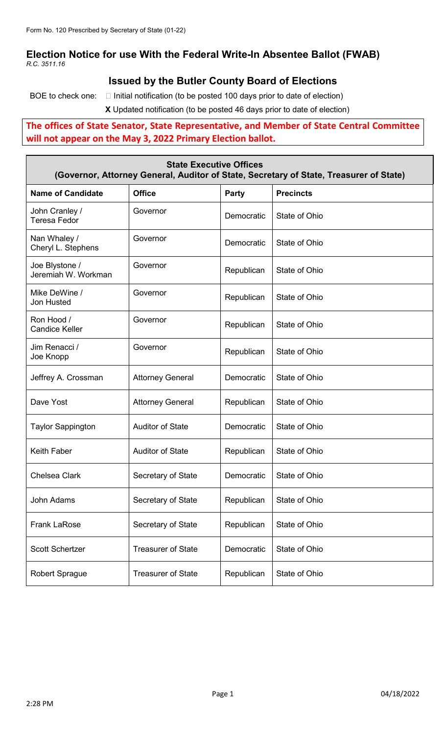Form No. 120 Prescribed by Secretary of State (01-22)

## Election Notice for use With the Federal Write-In Absentee Ballot (FWAB)

*R.C. 3511.16*

### Issued by the Butler County Board of Elections

BOE to check one: ☐ Initial notification (to be posted 100 days prior to date of election)

**X** Updated notification (to be posted 46 days prior to date of election)

**The offices of State Senator, State Representative, and Member of State Central Committee will not appear on the May 3, 2022 Primary Election ballot.**

**State Executive Offices**
**(Governor, Attorney General, Auditor of State, Secretary of State, Treasurer of State)**

| Name of Candidate | Office | Party | Precincts |
|---|---|---|---|
| John Cranley / Teresa Fedor | Governor | Democratic | State of Ohio |
| Nan Whaley / Cheryl L. Stephens | Governor | Democratic | State of Ohio |
| Joe Blystone / Jeremiah W. Workman | Governor | Republican | State of Ohio |
| Mike DeWine / Jon Husted | Governor | Republican | State of Ohio |
| Ron Hood / Candice Keller | Governor | Republican | State of Ohio |
| Jim Renacci / Joe Knopp | Governor | Republican | State of Ohio |
| Jeffrey A. Crossman | Attorney General | Democratic | State of Ohio |
| Dave Yost | Attorney General | Republican | State of Ohio |
| Taylor Sappington | Auditor of State | Democratic | State of Ohio |
| Keith Faber | Auditor of State | Republican | State of Ohio |
| Chelsea Clark | Secretary of State | Democratic | State of Ohio |
| John Adams | Secretary of State | Republican | State of Ohio |
| Frank LaRose | Secretary of State | Republican | State of Ohio |
| Scott Schertzer | Treasurer of State | Democratic | State of Ohio |
| Robert Sprague | Treasurer of State | Republican | State of Ohio |

04/18/2022

2:28 PM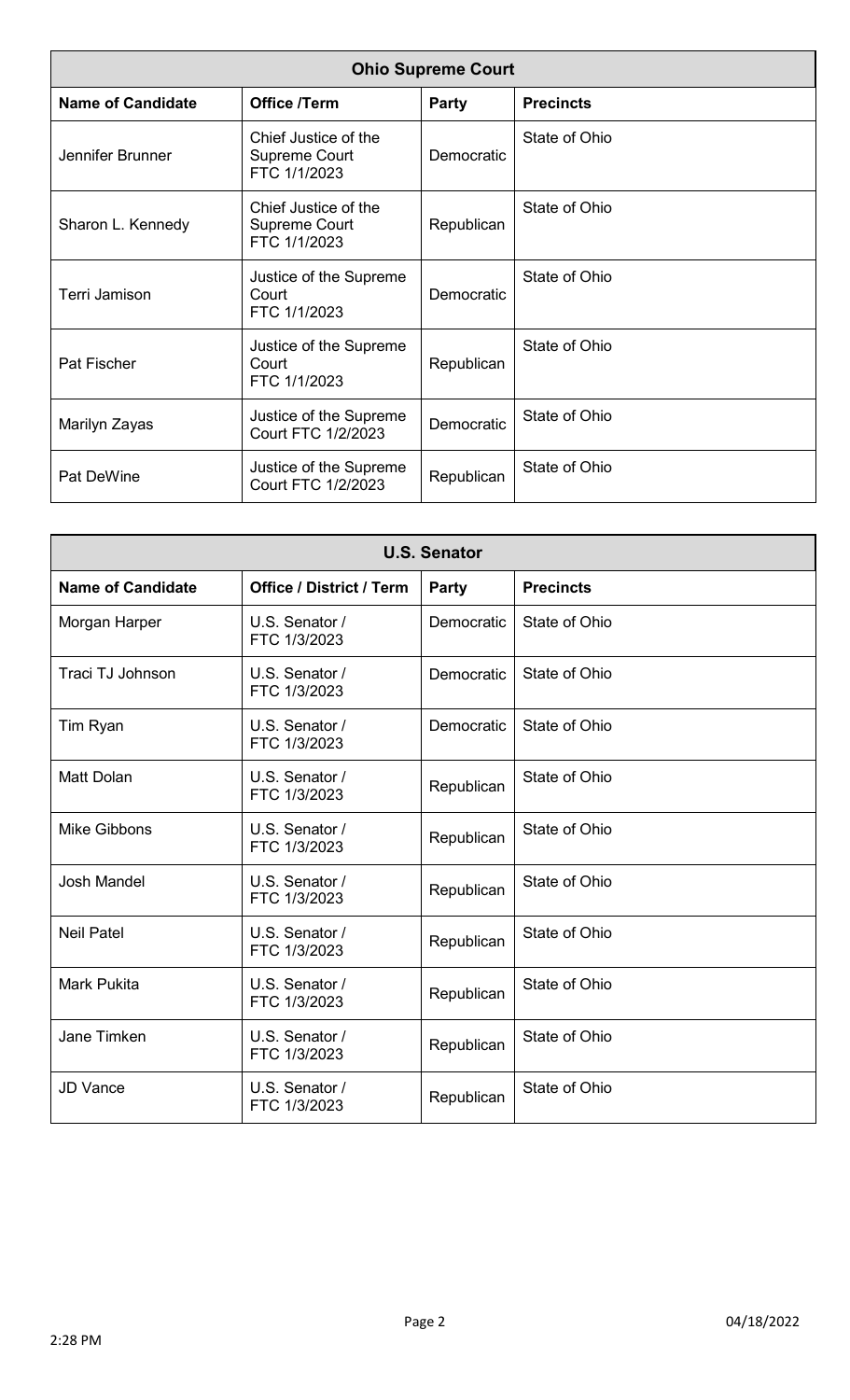| Ohio Supreme Court | | | |
|---|---|---|---|
| **Name of Candidate** | **Office /Term** | **Party** | **Precincts** |
| Jennifer Brunner | Chief Justice of the Supreme Court FTC 1/1/2023 | Democratic | State of Ohio |
| Sharon L. Kennedy | Chief Justice of the Supreme Court FTC 1/1/2023 | Republican | State of Ohio |
| Terri Jamison | Justice of the Supreme Court FTC 1/1/2023 | Democratic | State of Ohio |
| Pat Fischer | Justice of the Supreme Court FTC 1/1/2023 | Republican | State of Ohio |
| Marilyn Zayas | Justice of the Supreme Court FTC 1/2/2023 | Democratic | State of Ohio |
| Pat DeWine | Justice of the Supreme Court FTC 1/2/2023 | Republican | State of Ohio |

| U.S. Senator | | | |
|---|---|---|---|
| **Name of Candidate** | **Office / District / Term** | **Party** | **Precincts** |
| Morgan Harper | U.S. Senator / FTC 1/3/2023 | Democratic | State of Ohio |
| Traci TJ Johnson | U.S. Senator / FTC 1/3/2023 | Democratic | State of Ohio |
| Tim Ryan | U.S. Senator / FTC 1/3/2023 | Democratic | State of Ohio |
| Matt Dolan | U.S. Senator / FTC 1/3/2023 | Republican | State of Ohio |
| Mike Gibbons | U.S. Senator / FTC 1/3/2023 | Republican | State of Ohio |
| Josh Mandel | U.S. Senator / FTC 1/3/2023 | Republican | State of Ohio |
| Neil Patel | U.S. Senator / FTC 1/3/2023 | Republican | State of Ohio |
| Mark Pukita | U.S. Senator / FTC 1/3/2023 | Republican | State of Ohio |
| Jane Timken | U.S. Senator / FTC 1/3/2023 | Republican | State of Ohio |
| JD Vance | U.S. Senator / FTC 1/3/2023 | Republican | State of Ohio |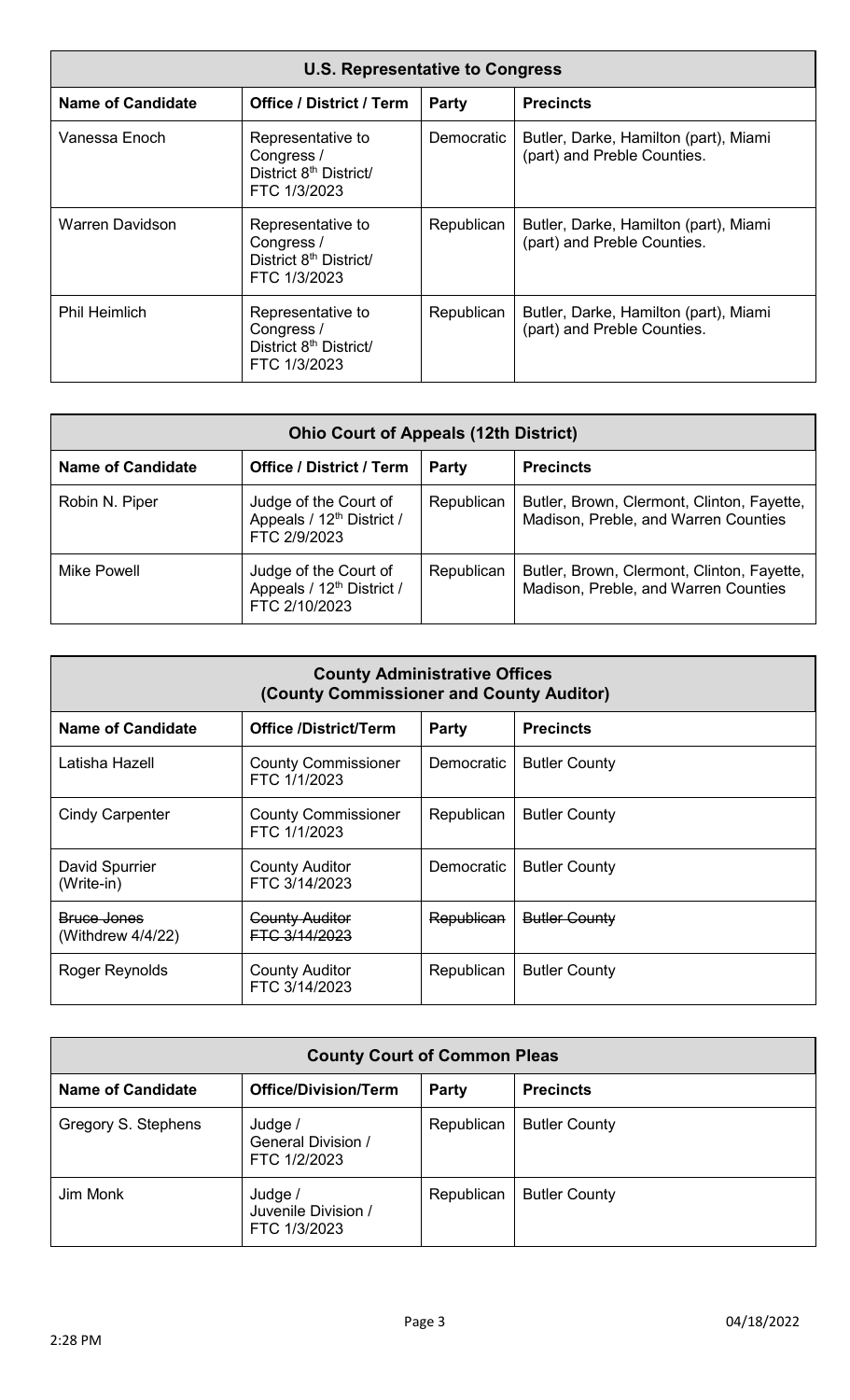| U.S. Representative to Congress | | | |
|---|---|---|---|
| **Name of Candidate** | **Office / District / Term** | **Party** | **Precincts** |
| Vanessa Enoch | Representative to Congress / District 8th District/ FTC 1/3/2023 | Democratic | Butler, Darke, Hamilton (part), Miami (part) and Preble Counties. |
| Warren Davidson | Representative to Congress / District 8th District/ FTC 1/3/2023 | Republican | Butler, Darke, Hamilton (part), Miami (part) and Preble Counties. |
| Phil Heimlich | Representative to Congress / District 8th District/ FTC 1/3/2023 | Republican | Butler, Darke, Hamilton (part), Miami (part) and Preble Counties. |

| Ohio Court of Appeals (12th District) | | | |
|---|---|---|---|
| **Name of Candidate** | **Office / District / Term** | **Party** | **Precincts** |
| Robin N. Piper | Judge of the Court of Appeals / 12th District / FTC 2/9/2023 | Republican | Butler, Brown, Clermont, Clinton, Fayette, Madison, Preble, and Warren Counties |
| Mike Powell | Judge of the Court of Appeals / 12th District / FTC 2/10/2023 | Republican | Butler, Brown, Clermont, Clinton, Fayette, Madison, Preble, and Warren Counties |

| County Administrative Offices (County Commissioner and County Auditor) | | | |
|---|---|---|---|
| **Name of Candidate** | **Office /District/Term** | **Party** | **Precincts** |
| Latisha Hazell | County Commissioner FTC 1/1/2023 | Democratic | Butler County |
| Cindy Carpenter | County Commissioner FTC 1/1/2023 | Republican | Butler County |
| David Spurrier (Write-in) | County Auditor FTC 3/14/2023 | Democratic | Butler County |
| ~~Bruce Jones~~ (Withdrew 4/4/22) | ~~County Auditor FTC 3/14/2023~~ | ~~Republican~~ | ~~Butler County~~ |
| Roger Reynolds | County Auditor FTC 3/14/2023 | Republican | Butler County |

| County Court of Common Pleas | | | |
|---|---|---|---|
| **Name of Candidate** | **Office/Division/Term** | **Party** | **Precincts** |
| Gregory S. Stephens | Judge / General Division / FTC 1/2/2023 | Republican | Butler County |
| Jim Monk | Judge / Juvenile Division / FTC 1/3/2023 | Republican | Butler County |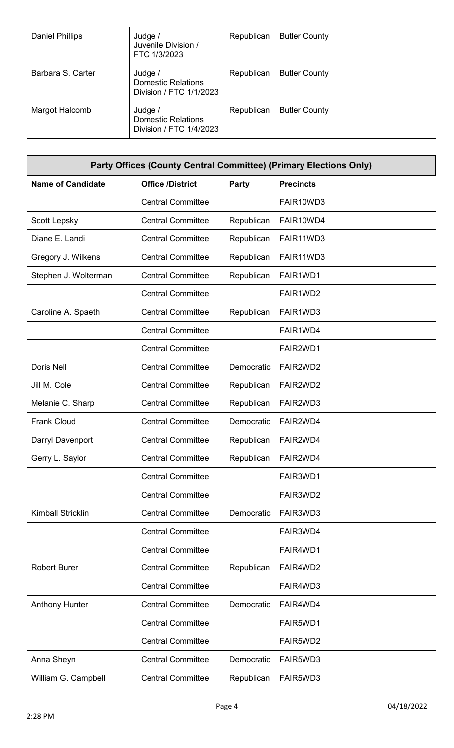| | | | |
|---|---|---|---|
| Daniel Phillips | Judge / Juvenile Division / FTC 1/3/2023 | Republican | Butler County |
| Barbara S. Carter | Judge / Domestic Relations Division / FTC 1/1/2023 | Republican | Butler County |
| Margot Halcomb | Judge / Domestic Relations Division / FTC 1/4/2023 | Republican | Butler County |

## Party Offices (County Central Committee) (Primary Elections Only)

| Name of Candidate | Office /District | Party | Precincts |
|---|---|---|---|
| | Central Committee | | FAIR10WD3 |
| Scott Lepsky | Central Committee | Republican | FAIR10WD4 |
| Diane E. Landi | Central Committee | Republican | FAIR11WD3 |
| Gregory J. Wilkens | Central Committee | Republican | FAIR11WD3 |
| Stephen J. Wolterman | Central Committee | Republican | FAIR1WD1 |
| | Central Committee | | FAIR1WD2 |
| Caroline A. Spaeth | Central Committee | Republican | FAIR1WD3 |
| | Central Committee | | FAIR1WD4 |
| | Central Committee | | FAIR2WD1 |
| Doris Nell | Central Committee | Democratic | FAIR2WD2 |
| Jill M. Cole | Central Committee | Republican | FAIR2WD2 |
| Melanie C. Sharp | Central Committee | Republican | FAIR2WD3 |
| Frank Cloud | Central Committee | Democratic | FAIR2WD4 |
| Darryl Davenport | Central Committee | Republican | FAIR2WD4 |
| Gerry L. Saylor | Central Committee | Republican | FAIR2WD4 |
| | Central Committee | | FAIR3WD1 |
| | Central Committee | | FAIR3WD2 |
| Kimball Stricklin | Central Committee | Democratic | FAIR3WD3 |
| | Central Committee | | FAIR3WD4 |
| | Central Committee | | FAIR4WD1 |
| Robert Burer | Central Committee | Republican | FAIR4WD2 |
| | Central Committee | | FAIR4WD3 |
| Anthony Hunter | Central Committee | Democratic | FAIR4WD4 |
| | Central Committee | | FAIR5WD1 |
| | Central Committee | | FAIR5WD2 |
| Anna Sheyn | Central Committee | Democratic | FAIR5WD3 |
| William G. Campbell | Central Committee | Republican | FAIR5WD3 |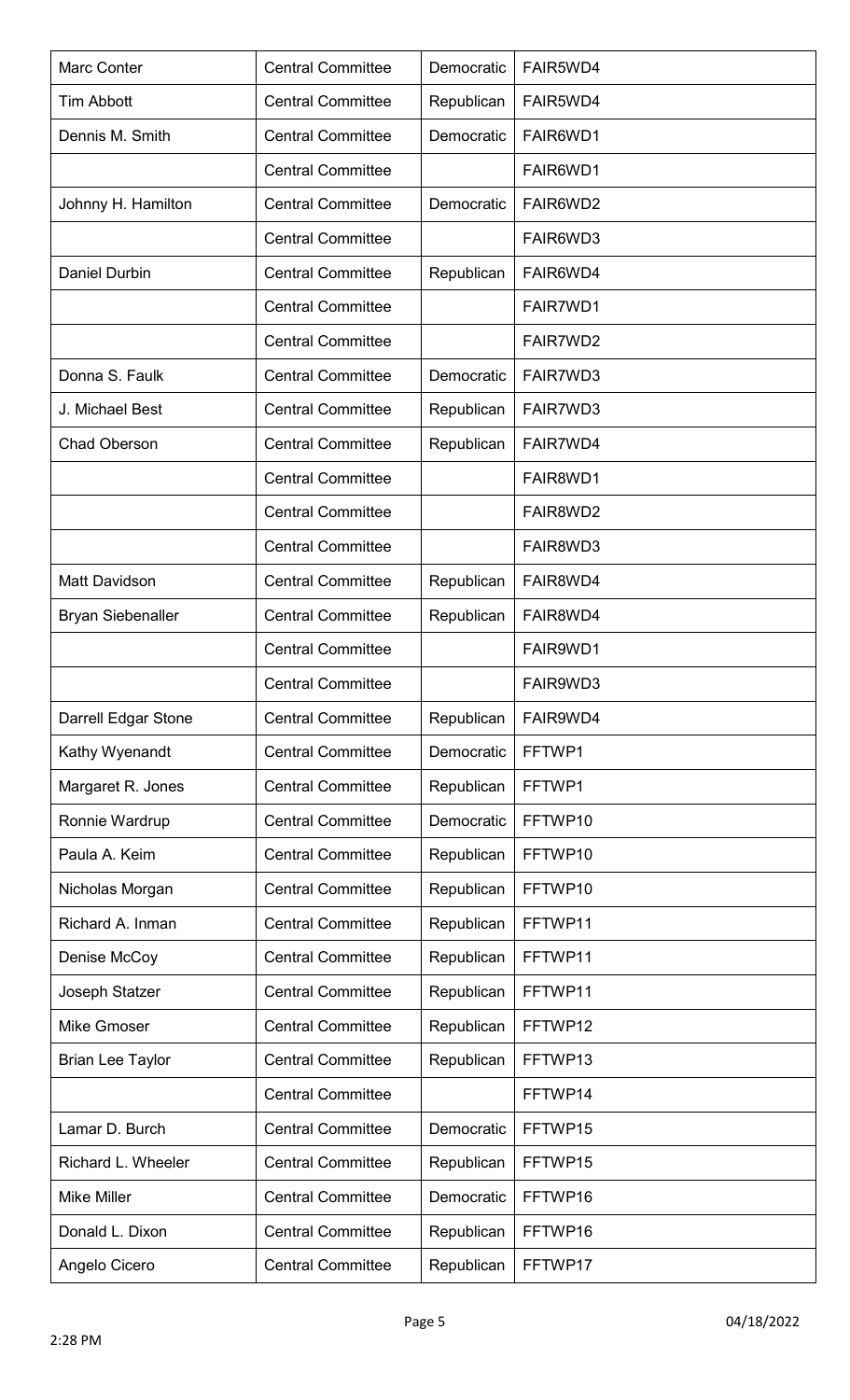| | | | |
|---|---|---|---|
| Marc Conter | Central Committee | Democratic | FAIR5WD4 |
| Tim Abbott | Central Committee | Republican | FAIR5WD4 |
| Dennis M. Smith | Central Committee | Democratic | FAIR6WD1 |
| | Central Committee | | FAIR6WD1 |
| Johnny H. Hamilton | Central Committee | Democratic | FAIR6WD2 |
| | Central Committee | | FAIR6WD3 |
| Daniel Durbin | Central Committee | Republican | FAIR6WD4 |
| | Central Committee | | FAIR7WD1 |
| | Central Committee | | FAIR7WD2 |
| Donna S. Faulk | Central Committee | Democratic | FAIR7WD3 |
| J. Michael Best | Central Committee | Republican | FAIR7WD3 |
| Chad Oberson | Central Committee | Republican | FAIR7WD4 |
| | Central Committee | | FAIR8WD1 |
| | Central Committee | | FAIR8WD2 |
| | Central Committee | | FAIR8WD3 |
| Matt Davidson | Central Committee | Republican | FAIR8WD4 |
| Bryan Siebenaller | Central Committee | Republican | FAIR8WD4 |
| | Central Committee | | FAIR9WD1 |
| | Central Committee | | FAIR9WD3 |
| Darrell Edgar Stone | Central Committee | Republican | FAIR9WD4 |
| Kathy Wyenandt | Central Committee | Democratic | FFTWP1 |
| Margaret R. Jones | Central Committee | Republican | FFTWP1 |
| Ronnie Wardrup | Central Committee | Democratic | FFTWP10 |
| Paula A. Keim | Central Committee | Republican | FFTWP10 |
| Nicholas Morgan | Central Committee | Republican | FFTWP10 |
| Richard A. Inman | Central Committee | Republican | FFTWP11 |
| Denise McCoy | Central Committee | Republican | FFTWP11 |
| Joseph Statzer | Central Committee | Republican | FFTWP11 |
| Mike Gmoser | Central Committee | Republican | FFTWP12 |
| Brian Lee Taylor | Central Committee | Republican | FFTWP13 |
| | Central Committee | | FFTWP14 |
| Lamar D. Burch | Central Committee | Democratic | FFTWP15 |
| Richard L. Wheeler | Central Committee | Republican | FFTWP15 |
| Mike Miller | Central Committee | Democratic | FFTWP16 |
| Donald L. Dixon | Central Committee | Republican | FFTWP16 |
| Angelo Cicero | Central Committee | Republican | FFTWP17 |

2:28 PM 04/18/2022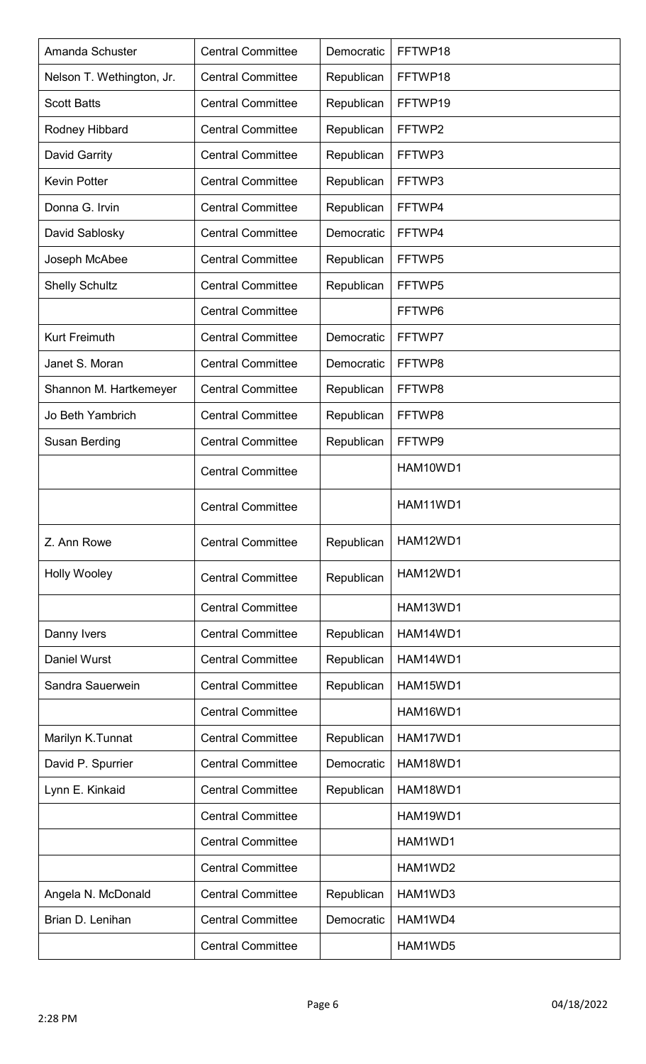| | | | |
|---|---|---|---|
| Amanda Schuster | Central Committee | Democratic | FFTWP18 |
| Nelson T. Wethington, Jr. | Central Committee | Republican | FFTWP18 |
| Scott Batts | Central Committee | Republican | FFTWP19 |
| Rodney Hibbard | Central Committee | Republican | FFTWP2 |
| David Garrity | Central Committee | Republican | FFTWP3 |
| Kevin Potter | Central Committee | Republican | FFTWP3 |
| Donna G. Irvin | Central Committee | Republican | FFTWP4 |
| David Sablosky | Central Committee | Democratic | FFTWP4 |
| Joseph McAbee | Central Committee | Republican | FFTWP5 |
| Shelly Schultz | Central Committee | Republican | FFTWP5 |
| | Central Committee | | FFTWP6 |
| Kurt Freimuth | Central Committee | Democratic | FFTWP7 |
| Janet S. Moran | Central Committee | Democratic | FFTWP8 |
| Shannon M. Hartkemeyer | Central Committee | Republican | FFTWP8 |
| Jo Beth Yambrich | Central Committee | Republican | FFTWP8 |
| Susan Berding | Central Committee | Republican | FFTWP9 |
| | Central Committee | | HAM10WD1 |
| | Central Committee | | HAM11WD1 |
| Z. Ann Rowe | Central Committee | Republican | HAM12WD1 |
| Holly Wooley | Central Committee | Republican | HAM12WD1 |
| | Central Committee | | HAM13WD1 |
| Danny Ivers | Central Committee | Republican | HAM14WD1 |
| Daniel Wurst | Central Committee | Republican | HAM14WD1 |
| Sandra Sauerwein | Central Committee | Republican | HAM15WD1 |
| | Central Committee | | HAM16WD1 |
| Marilyn K.Tunnat | Central Committee | Republican | HAM17WD1 |
| David P. Spurrier | Central Committee | Democratic | HAM18WD1 |
| Lynn E. Kinkaid | Central Committee | Republican | HAM18WD1 |
| | Central Committee | | HAM19WD1 |
| | Central Committee | | HAM1WD1 |
| | Central Committee | | HAM1WD2 |
| Angela N. McDonald | Central Committee | Republican | HAM1WD3 |
| Brian D. Lenihan | Central Committee | Democratic | HAM1WD4 |
| | Central Committee | | HAM1WD5 |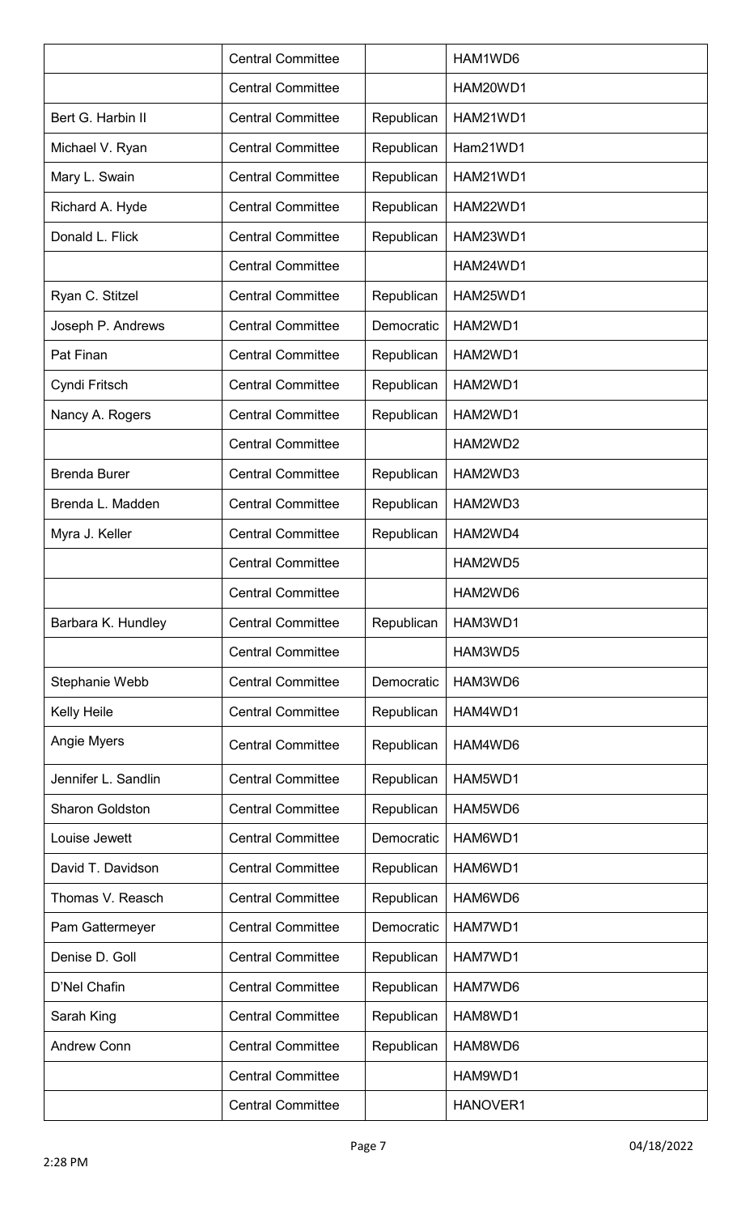| | | | |
|---|---|---|---|
| | Central Committee | | HAM1WD6 |
| | Central Committee | | HAM20WD1 |
| Bert G. Harbin II | Central Committee | Republican | HAM21WD1 |
| Michael V. Ryan | Central Committee | Republican | Ham21WD1 |
| Mary L. Swain | Central Committee | Republican | HAM21WD1 |
| Richard A. Hyde | Central Committee | Republican | HAM22WD1 |
| Donald L. Flick | Central Committee | Republican | HAM23WD1 |
| | Central Committee | | HAM24WD1 |
| Ryan C. Stitzel | Central Committee | Republican | HAM25WD1 |
| Joseph P. Andrews | Central Committee | Democratic | HAM2WD1 |
| Pat Finan | Central Committee | Republican | HAM2WD1 |
| Cyndi Fritsch | Central Committee | Republican | HAM2WD1 |
| Nancy A. Rogers | Central Committee | Republican | HAM2WD1 |
| | Central Committee | | HAM2WD2 |
| Brenda Burer | Central Committee | Republican | HAM2WD3 |
| Brenda L. Madden | Central Committee | Republican | HAM2WD3 |
| Myra J. Keller | Central Committee | Republican | HAM2WD4 |
| | Central Committee | | HAM2WD5 |
| | Central Committee | | HAM2WD6 |
| Barbara K. Hundley | Central Committee | Republican | HAM3WD1 |
| | Central Committee | | HAM3WD5 |
| Stephanie Webb | Central Committee | Democratic | HAM3WD6 |
| Kelly Heile | Central Committee | Republican | HAM4WD1 |
| Angie Myers | Central Committee | Republican | HAM4WD6 |
| Jennifer L. Sandlin | Central Committee | Republican | HAM5WD1 |
| Sharon Goldston | Central Committee | Republican | HAM5WD6 |
| Louise Jewett | Central Committee | Democratic | HAM6WD1 |
| David T. Davidson | Central Committee | Republican | HAM6WD1 |
| Thomas V. Reasch | Central Committee | Republican | HAM6WD6 |
| Pam Gattermeyer | Central Committee | Democratic | HAM7WD1 |
| Denise D. Goll | Central Committee | Republican | HAM7WD1 |
| D'Nel Chafin | Central Committee | Republican | HAM7WD6 |
| Sarah King | Central Committee | Republican | HAM8WD1 |
| Andrew Conn | Central Committee | Republican | HAM8WD6 |
| | Central Committee | | HAM9WD1 |
| | Central Committee | | HANOVER1 |

04/18/2022

2:28 PM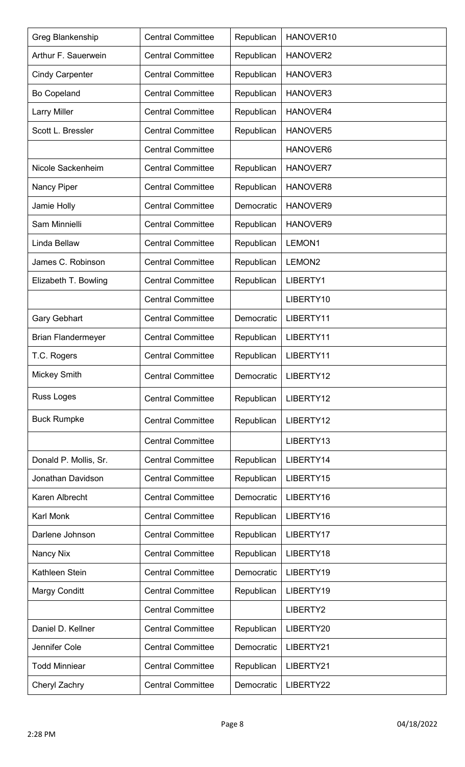| | | | |
|---|---|---|---|
| Greg Blankenship | Central Committee | Republican | HANOVER10 |
| Arthur F. Sauerwein | Central Committee | Republican | HANOVER2 |
| Cindy Carpenter | Central Committee | Republican | HANOVER3 |
| Bo Copeland | Central Committee | Republican | HANOVER3 |
| Larry Miller | Central Committee | Republican | HANOVER4 |
| Scott L. Bressler | Central Committee | Republican | HANOVER5 |
| | Central Committee | | HANOVER6 |
| Nicole Sackenheim | Central Committee | Republican | HANOVER7 |
| Nancy Piper | Central Committee | Republican | HANOVER8 |
| Jamie Holly | Central Committee | Democratic | HANOVER9 |
| Sam Minnielli | Central Committee | Republican | HANOVER9 |
| Linda Bellaw | Central Committee | Republican | LEMON1 |
| James C. Robinson | Central Committee | Republican | LEMON2 |
| Elizabeth T. Bowling | Central Committee | Republican | LIBERTY1 |
| | Central Committee | | LIBERTY10 |
| Gary Gebhart | Central Committee | Democratic | LIBERTY11 |
| Brian Flandermeyer | Central Committee | Republican | LIBERTY11 |
| T.C. Rogers | Central Committee | Republican | LIBERTY11 |
| Mickey Smith | Central Committee | Democratic | LIBERTY12 |
| Russ Loges | Central Committee | Republican | LIBERTY12 |
| Buck Rumpke | Central Committee | Republican | LIBERTY12 |
| | Central Committee | | LIBERTY13 |
| Donald P. Mollis, Sr. | Central Committee | Republican | LIBERTY14 |
| Jonathan Davidson | Central Committee | Republican | LIBERTY15 |
| Karen Albrecht | Central Committee | Democratic | LIBERTY16 |
| Karl Monk | Central Committee | Republican | LIBERTY16 |
| Darlene Johnson | Central Committee | Republican | LIBERTY17 |
| Nancy Nix | Central Committee | Republican | LIBERTY18 |
| Kathleen Stein | Central Committee | Democratic | LIBERTY19 |
| Margy Conditt | Central Committee | Republican | LIBERTY19 |
| | Central Committee | | LIBERTY2 |
| Daniel D. Kellner | Central Committee | Republican | LIBERTY20 |
| Jennifer Cole | Central Committee | Democratic | LIBERTY21 |
| Todd Minniear | Central Committee | Republican | LIBERTY21 |
| Cheryl Zachry | Central Committee | Democratic | LIBERTY22 |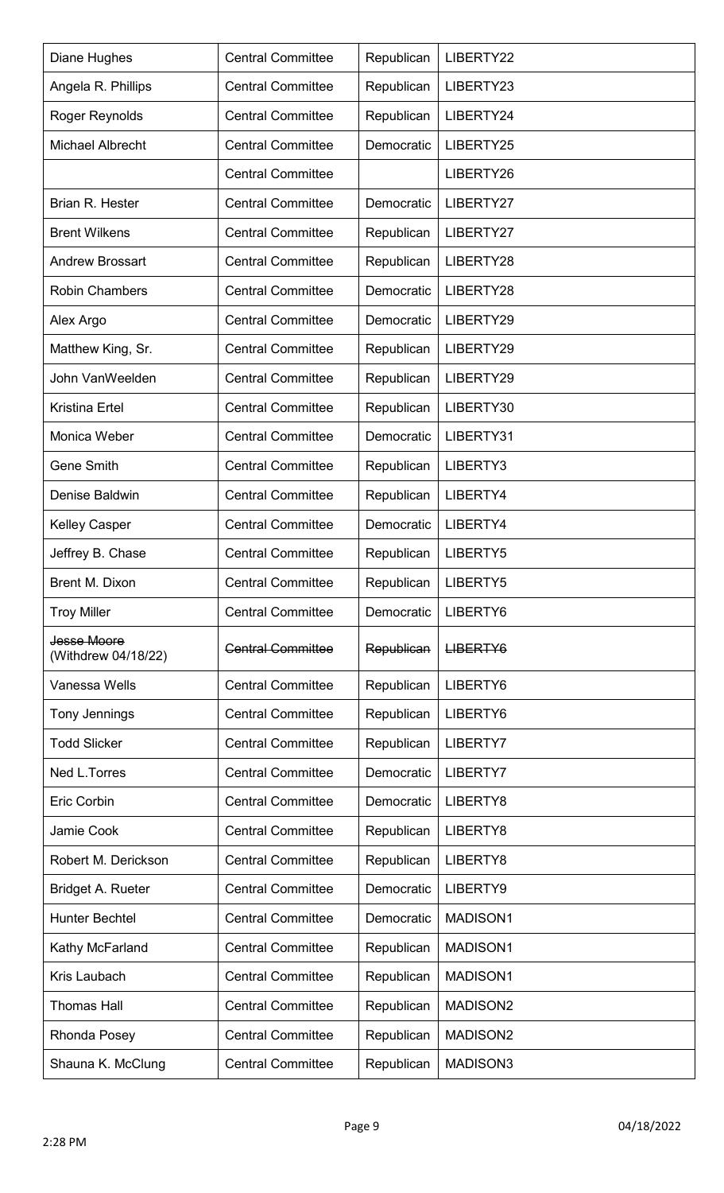| | | | |
|---|---|---|---|
| Diane Hughes | Central Committee | Republican | LIBERTY22 |
| Angela R. Phillips | Central Committee | Republican | LIBERTY23 |
| Roger Reynolds | Central Committee | Republican | LIBERTY24 |
| Michael Albrecht | Central Committee | Democratic | LIBERTY25 |
| | Central Committee | | LIBERTY26 |
| Brian R. Hester | Central Committee | Democratic | LIBERTY27 |
| Brent Wilkens | Central Committee | Republican | LIBERTY27 |
| Andrew Brossart | Central Committee | Republican | LIBERTY28 |
| Robin Chambers | Central Committee | Democratic | LIBERTY28 |
| Alex Argo | Central Committee | Democratic | LIBERTY29 |
| Matthew King, Sr. | Central Committee | Republican | LIBERTY29 |
| John VanWeelden | Central Committee | Republican | LIBERTY29 |
| Kristina Ertel | Central Committee | Republican | LIBERTY30 |
| Monica Weber | Central Committee | Democratic | LIBERTY31 |
| Gene Smith | Central Committee | Republican | LIBERTY3 |
| Denise Baldwin | Central Committee | Republican | LIBERTY4 |
| Kelley Casper | Central Committee | Democratic | LIBERTY4 |
| Jeffrey B. Chase | Central Committee | Republican | LIBERTY5 |
| Brent M. Dixon | Central Committee | Republican | LIBERTY5 |
| Troy Miller | Central Committee | Democratic | LIBERTY6 |
| ~~Jesse Moore~~ (Withdrew 04/18/22) | ~~Central Committee~~ | ~~Republican~~ | ~~LIBERTY6~~ |
| Vanessa Wells | Central Committee | Republican | LIBERTY6 |
| Tony Jennings | Central Committee | Republican | LIBERTY6 |
| Todd Slicker | Central Committee | Republican | LIBERTY7 |
| Ned L.Torres | Central Committee | Democratic | LIBERTY7 |
| Eric Corbin | Central Committee | Democratic | LIBERTY8 |
| Jamie Cook | Central Committee | Republican | LIBERTY8 |
| Robert M. Derickson | Central Committee | Republican | LIBERTY8 |
| Bridget A. Rueter | Central Committee | Democratic | LIBERTY9 |
| Hunter Bechtel | Central Committee | Democratic | MADISON1 |
| Kathy McFarland | Central Committee | Republican | MADISON1 |
| Kris Laubach | Central Committee | Republican | MADISON1 |
| Thomas Hall | Central Committee | Republican | MADISON2 |
| Rhonda Posey | Central Committee | Republican | MADISON2 |
| Shauna K. McClung | Central Committee | Republican | MADISON3 |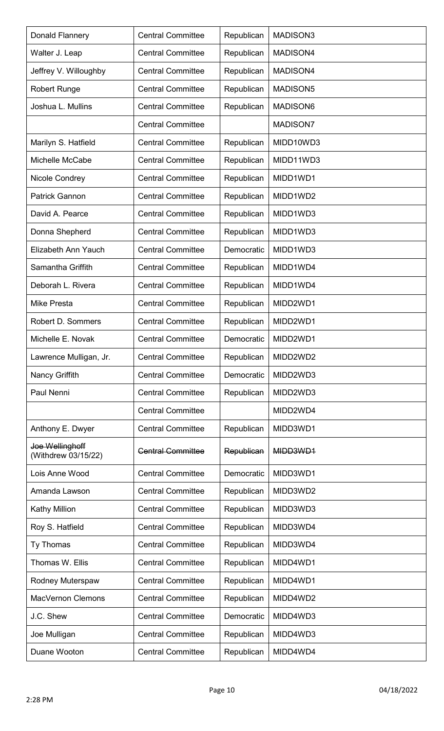| | | | |
|---|---|---|---|
| Donald Flannery | Central Committee | Republican | MADISON3 |
| Walter J. Leap | Central Committee | Republican | MADISON4 |
| Jeffrey V. Willoughby | Central Committee | Republican | MADISON4 |
| Robert Runge | Central Committee | Republican | MADISON5 |
| Joshua L. Mullins | Central Committee | Republican | MADISON6 |
| | Central Committee | | MADISON7 |
| Marilyn S. Hatfield | Central Committee | Republican | MIDD10WD3 |
| Michelle McCabe | Central Committee | Republican | MIDD11WD3 |
| Nicole Condrey | Central Committee | Republican | MIDD1WD1 |
| Patrick Gannon | Central Committee | Republican | MIDD1WD2 |
| David A. Pearce | Central Committee | Republican | MIDD1WD3 |
| Donna Shepherd | Central Committee | Republican | MIDD1WD3 |
| Elizabeth Ann Yauch | Central Committee | Democratic | MIDD1WD3 |
| Samantha Griffith | Central Committee | Republican | MIDD1WD4 |
| Deborah L. Rivera | Central Committee | Republican | MIDD1WD4 |
| Mike Presta | Central Committee | Republican | MIDD2WD1 |
| Robert D. Sommers | Central Committee | Republican | MIDD2WD1 |
| Michelle E. Novak | Central Committee | Democratic | MIDD2WD1 |
| Lawrence Mulligan, Jr. | Central Committee | Republican | MIDD2WD2 |
| Nancy Griffith | Central Committee | Democratic | MIDD2WD3 |
| Paul Nenni | Central Committee | Republican | MIDD2WD3 |
| | Central Committee | | MIDD2WD4 |
| Anthony E. Dwyer | Central Committee | Republican | MIDD3WD1 |
| ~~Joe Wellinghoff~~ (Withdrew 03/15/22) | ~~Central Committee~~ | ~~Republican~~ | ~~MIDD3WD1~~ |
| Lois Anne Wood | Central Committee | Democratic | MIDD3WD1 |
| Amanda Lawson | Central Committee | Republican | MIDD3WD2 |
| Kathy Million | Central Committee | Republican | MIDD3WD3 |
| Roy S. Hatfield | Central Committee | Republican | MIDD3WD4 |
| Ty Thomas | Central Committee | Republican | MIDD3WD4 |
| Thomas W. Ellis | Central Committee | Republican | MIDD4WD1 |
| Rodney Muterspaw | Central Committee | Republican | MIDD4WD1 |
| MacVernon Clemons | Central Committee | Republican | MIDD4WD2 |
| J.C. Shew | Central Committee | Democratic | MIDD4WD3 |
| Joe Mulligan | Central Committee | Republican | MIDD4WD3 |
| Duane Wooton | Central Committee | Republican | MIDD4WD4 |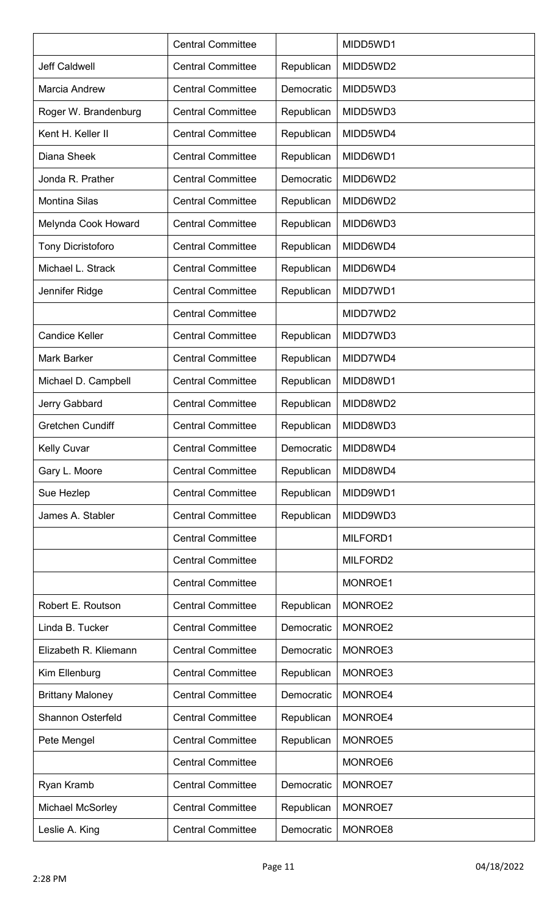| | | | |
|---|---|---|---|
| | Central Committee | | MIDD5WD1 |
| Jeff Caldwell | Central Committee | Republican | MIDD5WD2 |
| Marcia Andrew | Central Committee | Democratic | MIDD5WD3 |
| Roger W. Brandenburg | Central Committee | Republican | MIDD5WD3 |
| Kent H. Keller II | Central Committee | Republican | MIDD5WD4 |
| Diana Sheek | Central Committee | Republican | MIDD6WD1 |
| Jonda R. Prather | Central Committee | Democratic | MIDD6WD2 |
| Montina Silas | Central Committee | Republican | MIDD6WD2 |
| Melynda Cook Howard | Central Committee | Republican | MIDD6WD3 |
| Tony Dicristoforo | Central Committee | Republican | MIDD6WD4 |
| Michael L. Strack | Central Committee | Republican | MIDD6WD4 |
| Jennifer Ridge | Central Committee | Republican | MIDD7WD1 |
| | Central Committee | | MIDD7WD2 |
| Candice Keller | Central Committee | Republican | MIDD7WD3 |
| Mark Barker | Central Committee | Republican | MIDD7WD4 |
| Michael D. Campbell | Central Committee | Republican | MIDD8WD1 |
| Jerry Gabbard | Central Committee | Republican | MIDD8WD2 |
| Gretchen Cundiff | Central Committee | Republican | MIDD8WD3 |
| Kelly Cuvar | Central Committee | Democratic | MIDD8WD4 |
| Gary L. Moore | Central Committee | Republican | MIDD8WD4 |
| Sue Hezlep | Central Committee | Republican | MIDD9WD1 |
| James A. Stabler | Central Committee | Republican | MIDD9WD3 |
| | Central Committee | | MILFORD1 |
| | Central Committee | | MILFORD2 |
| | Central Committee | | MONROE1 |
| Robert E. Routson | Central Committee | Republican | MONROE2 |
| Linda B. Tucker | Central Committee | Democratic | MONROE2 |
| Elizabeth R. Kliemann | Central Committee | Democratic | MONROE3 |
| Kim Ellenburg | Central Committee | Republican | MONROE3 |
| Brittany Maloney | Central Committee | Democratic | MONROE4 |
| Shannon Osterfeld | Central Committee | Republican | MONROE4 |
| Pete Mengel | Central Committee | Republican | MONROE5 |
| | Central Committee | | MONROE6 |
| Ryan Kramb | Central Committee | Democratic | MONROE7 |
| Michael McSorley | Central Committee | Republican | MONROE7 |
| Leslie A. King | Central Committee | Democratic | MONROE8 |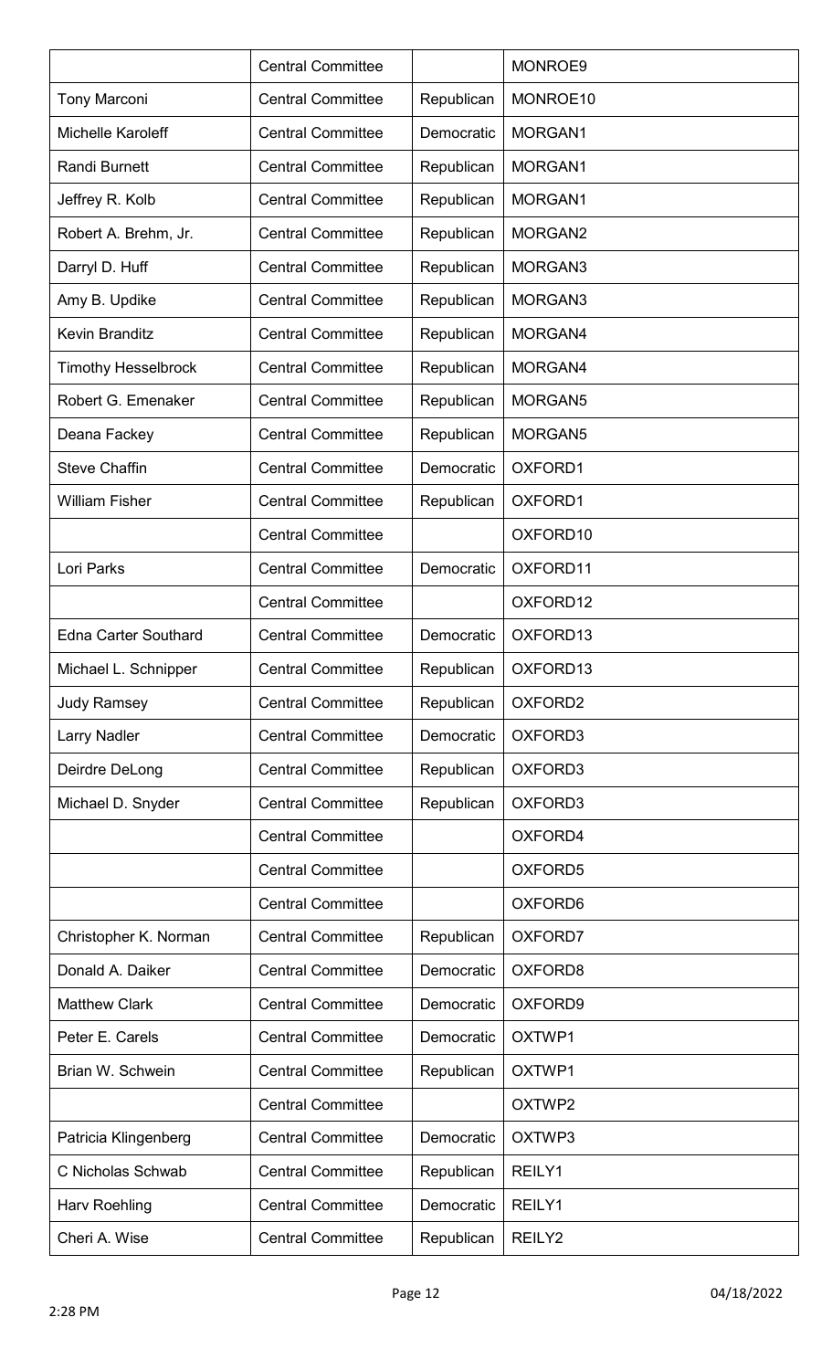| | | | |
|---|---|---|---|
| | Central Committee | | MONROE9 |
| Tony Marconi | Central Committee | Republican | MONROE10 |
| Michelle Karoleff | Central Committee | Democratic | MORGAN1 |
| Randi Burnett | Central Committee | Republican | MORGAN1 |
| Jeffrey R. Kolb | Central Committee | Republican | MORGAN1 |
| Robert A. Brehm, Jr. | Central Committee | Republican | MORGAN2 |
| Darryl D. Huff | Central Committee | Republican | MORGAN3 |
| Amy B. Updike | Central Committee | Republican | MORGAN3 |
| Kevin Branditz | Central Committee | Republican | MORGAN4 |
| Timothy Hesselbrock | Central Committee | Republican | MORGAN4 |
| Robert G. Emenaker | Central Committee | Republican | MORGAN5 |
| Deana Fackey | Central Committee | Republican | MORGAN5 |
| Steve Chaffin | Central Committee | Democratic | OXFORD1 |
| William Fisher | Central Committee | Republican | OXFORD1 |
| | Central Committee | | OXFORD10 |
| Lori Parks | Central Committee | Democratic | OXFORD11 |
| | Central Committee | | OXFORD12 |
| Edna Carter Southard | Central Committee | Democratic | OXFORD13 |
| Michael L. Schnipper | Central Committee | Republican | OXFORD13 |
| Judy Ramsey | Central Committee | Republican | OXFORD2 |
| Larry Nadler | Central Committee | Democratic | OXFORD3 |
| Deirdre DeLong | Central Committee | Republican | OXFORD3 |
| Michael D. Snyder | Central Committee | Republican | OXFORD3 |
| | Central Committee | | OXFORD4 |
| | Central Committee | | OXFORD5 |
| | Central Committee | | OXFORD6 |
| Christopher K. Norman | Central Committee | Republican | OXFORD7 |
| Donald A. Daiker | Central Committee | Democratic | OXFORD8 |
| Matthew Clark | Central Committee | Democratic | OXFORD9 |
| Peter E. Carels | Central Committee | Democratic | OXTWP1 |
| Brian W. Schwein | Central Committee | Republican | OXTWP1 |
| | Central Committee | | OXTWP2 |
| Patricia Klingenberg | Central Committee | Democratic | OXTWP3 |
| C Nicholas Schwab | Central Committee | Republican | REILY1 |
| Harv Roehling | Central Committee | Democratic | REILY1 |
| Cheri A. Wise | Central Committee | Republican | REILY2 |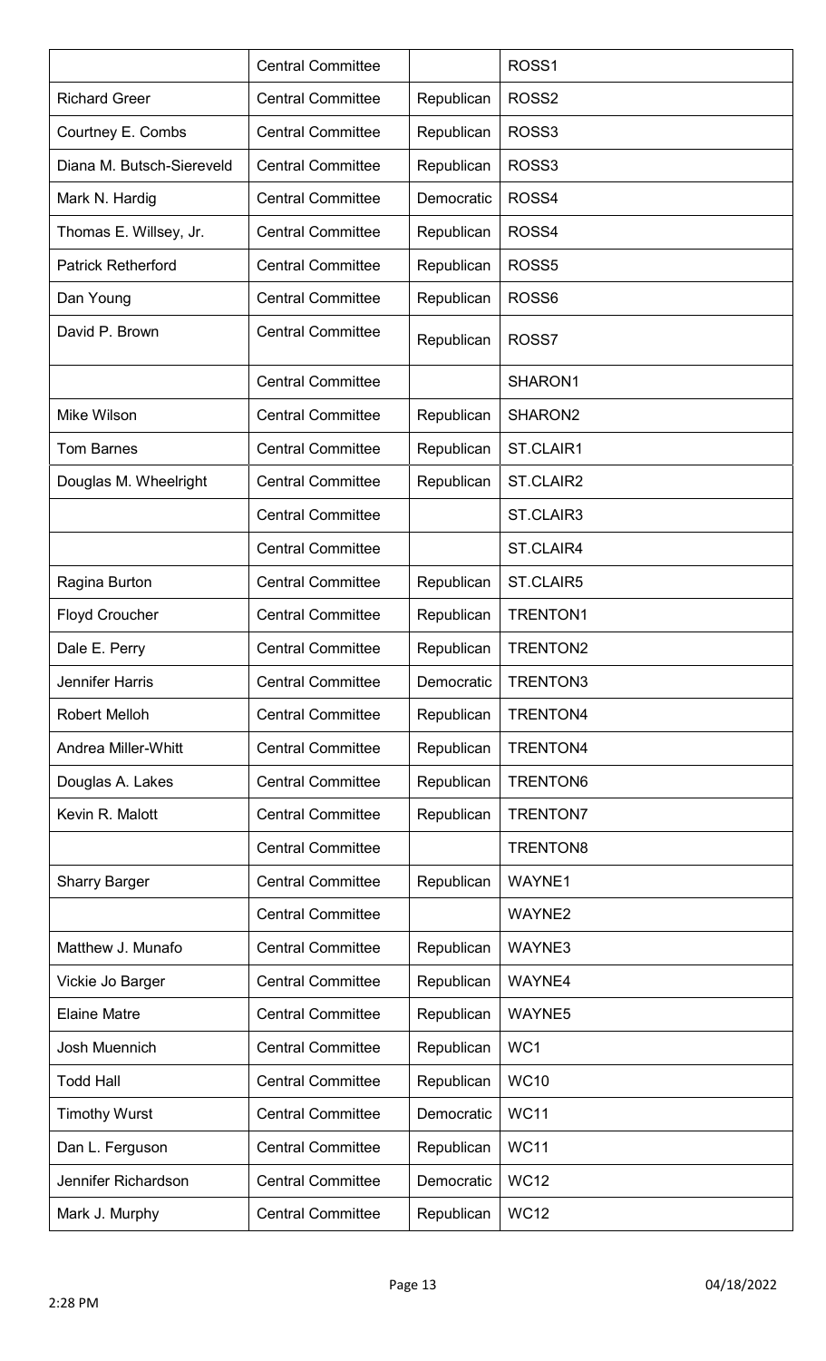| | | | |
|---|---|---|---|
| | Central Committee | | ROSS1 |
| Richard Greer | Central Committee | Republican | ROSS2 |
| Courtney E. Combs | Central Committee | Republican | ROSS3 |
| Diana M. Butsch-Siereveld | Central Committee | Republican | ROSS3 |
| Mark N. Hardig | Central Committee | Democratic | ROSS4 |
| Thomas E. Willsey, Jr. | Central Committee | Republican | ROSS4 |
| Patrick Retherford | Central Committee | Republican | ROSS5 |
| Dan Young | Central Committee | Republican | ROSS6 |
| David P. Brown | Central Committee | Republican | ROSS7 |
| | Central Committee | | SHARON1 |
| Mike Wilson | Central Committee | Republican | SHARON2 |
| Tom Barnes | Central Committee | Republican | ST.CLAIR1 |
| Douglas M. Wheelright | Central Committee | Republican | ST.CLAIR2 |
| | Central Committee | | ST.CLAIR3 |
| | Central Committee | | ST.CLAIR4 |
| Ragina Burton | Central Committee | Republican | ST.CLAIR5 |
| Floyd Croucher | Central Committee | Republican | TRENTON1 |
| Dale E. Perry | Central Committee | Republican | TRENTON2 |
| Jennifer Harris | Central Committee | Democratic | TRENTON3 |
| Robert Melloh | Central Committee | Republican | TRENTON4 |
| Andrea Miller-Whitt | Central Committee | Republican | TRENTON4 |
| Douglas A. Lakes | Central Committee | Republican | TRENTON6 |
| Kevin R. Malott | Central Committee | Republican | TRENTON7 |
| | Central Committee | | TRENTON8 |
| Sharry Barger | Central Committee | Republican | WAYNE1 |
| | Central Committee | | WAYNE2 |
| Matthew J. Munafo | Central Committee | Republican | WAYNE3 |
| Vickie Jo Barger | Central Committee | Republican | WAYNE4 |
| Elaine Matre | Central Committee | Republican | WAYNE5 |
| Josh Muennich | Central Committee | Republican | WC1 |
| Todd Hall | Central Committee | Republican | WC10 |
| Timothy Wurst | Central Committee | Democratic | WC11 |
| Dan L. Ferguson | Central Committee | Republican | WC11 |
| Jennifer Richardson | Central Committee | Democratic | WC12 |
| Mark J. Murphy | Central Committee | Republican | WC12 |

2:28 PM 04/18/2022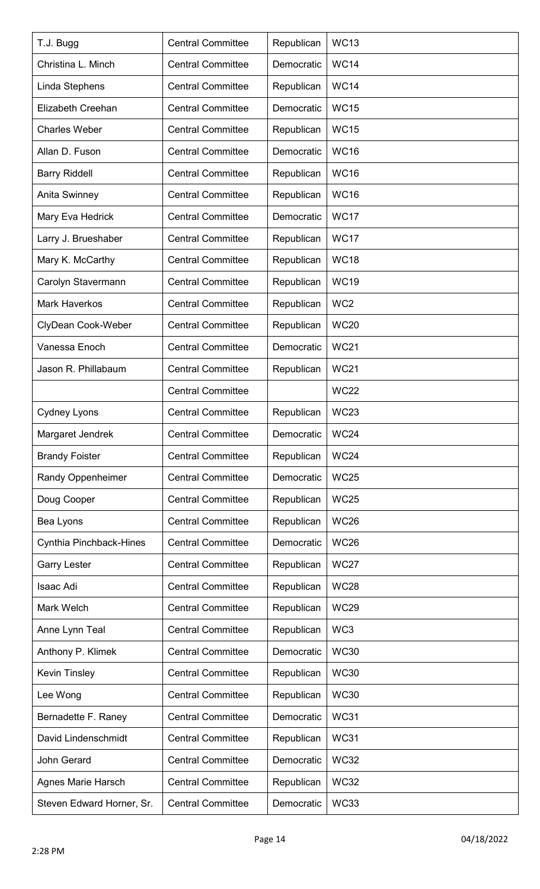| | | | |
|---|---|---|---|
| T.J. Bugg | Central Committee | Republican | WC13 |
| Christina L. Minch | Central Committee | Democratic | WC14 |
| Linda Stephens | Central Committee | Republican | WC14 |
| Elizabeth Creehan | Central Committee | Democratic | WC15 |
| Charles Weber | Central Committee | Republican | WC15 |
| Allan D. Fuson | Central Committee | Democratic | WC16 |
| Barry Riddell | Central Committee | Republican | WC16 |
| Anita Swinney | Central Committee | Republican | WC16 |
| Mary Eva Hedrick | Central Committee | Democratic | WC17 |
| Larry J. Brueshaber | Central Committee | Republican | WC17 |
| Mary K. McCarthy | Central Committee | Republican | WC18 |
| Carolyn Stavermann | Central Committee | Republican | WC19 |
| Mark Haverkos | Central Committee | Republican | WC2 |
| ClyDean Cook-Weber | Central Committee | Republican | WC20 |
| Vanessa Enoch | Central Committee | Democratic | WC21 |
| Jason R. Phillabaum | Central Committee | Republican | WC21 |
| | Central Committee | | WC22 |
| Cydney Lyons | Central Committee | Republican | WC23 |
| Margaret Jendrek | Central Committee | Democratic | WC24 |
| Brandy Foister | Central Committee | Republican | WC24 |
| Randy Oppenheimer | Central Committee | Democratic | WC25 |
| Doug Cooper | Central Committee | Republican | WC25 |
| Bea Lyons | Central Committee | Republican | WC26 |
| Cynthia Pinchback-Hines | Central Committee | Democratic | WC26 |
| Garry Lester | Central Committee | Republican | WC27 |
| Isaac Adi | Central Committee | Republican | WC28 |
| Mark Welch | Central Committee | Republican | WC29 |
| Anne Lynn Teal | Central Committee | Republican | WC3 |
| Anthony P. Klimek | Central Committee | Democratic | WC30 |
| Kevin Tinsley | Central Committee | Republican | WC30 |
| Lee Wong | Central Committee | Republican | WC30 |
| Bernadette F. Raney | Central Committee | Democratic | WC31 |
| David Lindenschmidt | Central Committee | Republican | WC31 |
| John Gerard | Central Committee | Democratic | WC32 |
| Agnes Marie Harsch | Central Committee | Republican | WC32 |
| Steven Edward Horner, Sr. | Central Committee | Democratic | WC33 |

2:28 PM 04/18/2022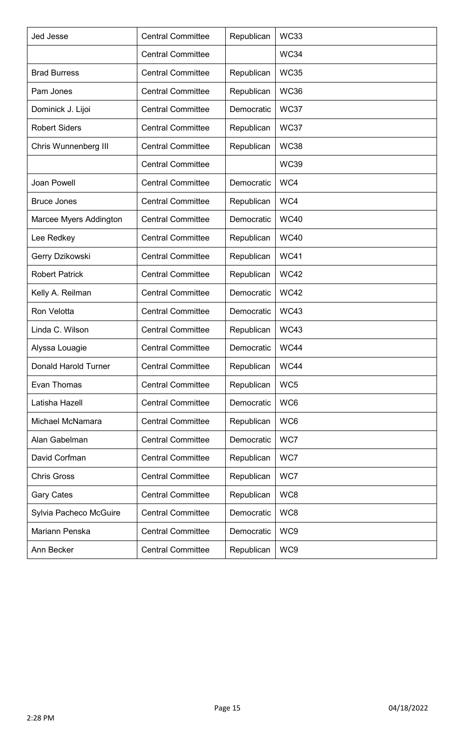| | | | |
|---|---|---|---|
| Jed Jesse | Central Committee | Republican | WC33 |
| | Central Committee | | WC34 |
| Brad Burress | Central Committee | Republican | WC35 |
| Pam Jones | Central Committee | Republican | WC36 |
| Dominick J. Lijoi | Central Committee | Democratic | WC37 |
| Robert Siders | Central Committee | Republican | WC37 |
| Chris Wunnenberg III | Central Committee | Republican | WC38 |
| | Central Committee | | WC39 |
| Joan Powell | Central Committee | Democratic | WC4 |
| Bruce Jones | Central Committee | Republican | WC4 |
| Marcee Myers Addington | Central Committee | Democratic | WC40 |
| Lee Redkey | Central Committee | Republican | WC40 |
| Gerry Dzikowski | Central Committee | Republican | WC41 |
| Robert Patrick | Central Committee | Republican | WC42 |
| Kelly A. Reilman | Central Committee | Democratic | WC42 |
| Ron Velotta | Central Committee | Democratic | WC43 |
| Linda C. Wilson | Central Committee | Republican | WC43 |
| Alyssa Louagie | Central Committee | Democratic | WC44 |
| Donald Harold Turner | Central Committee | Republican | WC44 |
| Evan Thomas | Central Committee | Republican | WC5 |
| Latisha Hazell | Central Committee | Democratic | WC6 |
| Michael McNamara | Central Committee | Republican | WC6 |
| Alan Gabelman | Central Committee | Democratic | WC7 |
| David Corfman | Central Committee | Republican | WC7 |
| Chris Gross | Central Committee | Republican | WC7 |
| Gary Cates | Central Committee | Republican | WC8 |
| Sylvia Pacheco McGuire | Central Committee | Democratic | WC8 |
| Mariann Penska | Central Committee | Democratic | WC9 |
| Ann Becker | Central Committee | Republican | WC9 |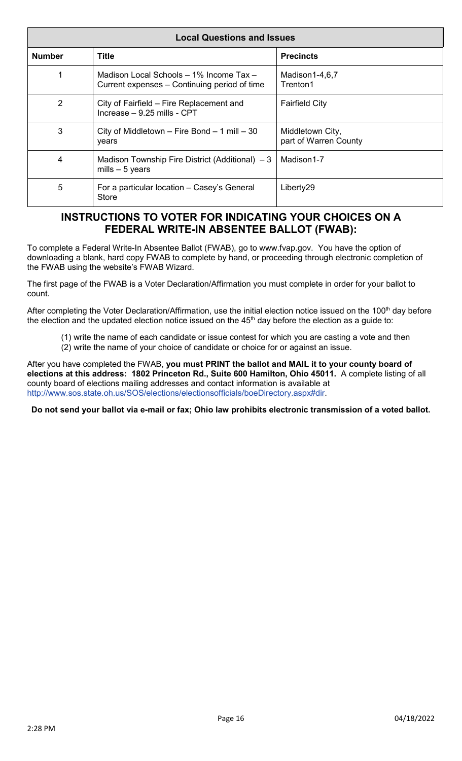| Local Questions and Issues | | |
|---|---|---|
| **Number** | **Title** | **Precincts** |
| 1 | Madison Local Schools – 1% Income Tax – Current expenses – Continuing period of time | Madison1-4,6,7 Trenton1 |
| 2 | City of Fairfield – Fire Replacement and Increase – 9.25 mills - CPT | Fairfield City |
| 3 | City of Middletown – Fire Bond – 1 mill – 30 years | Middletown City, part of Warren County |
| 4 | Madison Township Fire District (Additional) – 3 mills – 5 years | Madison1-7 |
| 5 | For a particular location – Casey's General Store | Liberty29 |

## INSTRUCTIONS TO VOTER FOR INDICATING YOUR CHOICES ON A FEDERAL WRITE-IN ABSENTEE BALLOT (FWAB):

To complete a Federal Write-In Absentee Ballot (FWAB), go to www.fvap.gov. You have the option of downloading a blank, hard copy FWAB to complete by hand, or proceeding through electronic completion of the FWAB using the website's FWAB Wizard.

The first page of the FWAB is a Voter Declaration/Affirmation you must complete in order for your ballot to count.

After completing the Voter Declaration/Affirmation, use the initial election notice issued on the 100th day before the election and the updated election notice issued on the 45th day before the election as a guide to:

(1) write the name of each candidate or issue contest for which you are casting a vote and then
(2) write the name of your choice of candidate or choice for or against an issue.

After you have completed the FWAB, **you must PRINT the ballot and MAIL it to your county board of elections at this address: 1802 Princeton Rd., Suite 600 Hamilton, Ohio 45011.** A complete listing of all county board of elections mailing addresses and contact information is available at http://www.sos.state.oh.us/SOS/elections/electionsofficials/boeDirectory.aspx#dir.

**Do not send your ballot via e-mail or fax; Ohio law prohibits electronic transmission of a voted ballot.**